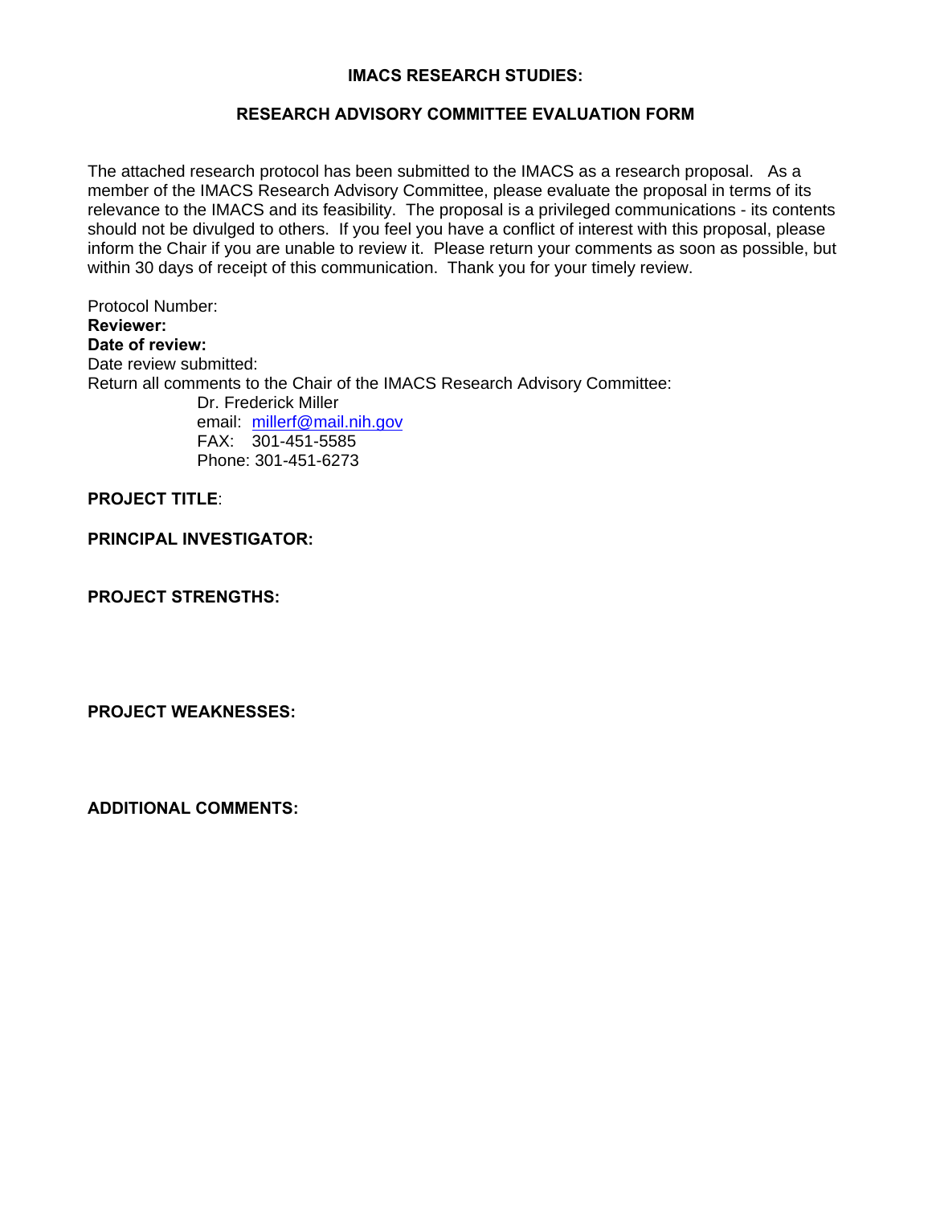**IMACS RESEARCH STUDIES:**

**RESEARCH ADVISORY COMMITTEE EVALUATION FORM**

The attached research protocol has been submitted to the IMACS as a research proposal. As a member of the IMACS Research Advisory Committee, please evaluate the proposal in terms of its relevance to the IMACS and its feasibility. The proposal is a privileged communications - its contents should not be divulged to others. If you feel you have a conflict of interest with this proposal, please inform the Chair if you are unable to review it. Please return your comments as soon as possible, but within 30 days of receipt of this communication. Thank you for your timely review.

Protocol Number:
**Reviewer:**
**Date of review:**
Date review submitted:
Return all comments to the Chair of the IMACS Research Advisory Committee:

Dr. Frederick Miller
email: millerf@mail.nih.gov
FAX: 301-451-5585
Phone: 301-451-6273

**PROJECT TITLE**:

**PRINCIPAL INVESTIGATOR:**

**PROJECT STRENGTHS:**

**PROJECT WEAKNESSES:**

**ADDITIONAL COMMENTS:**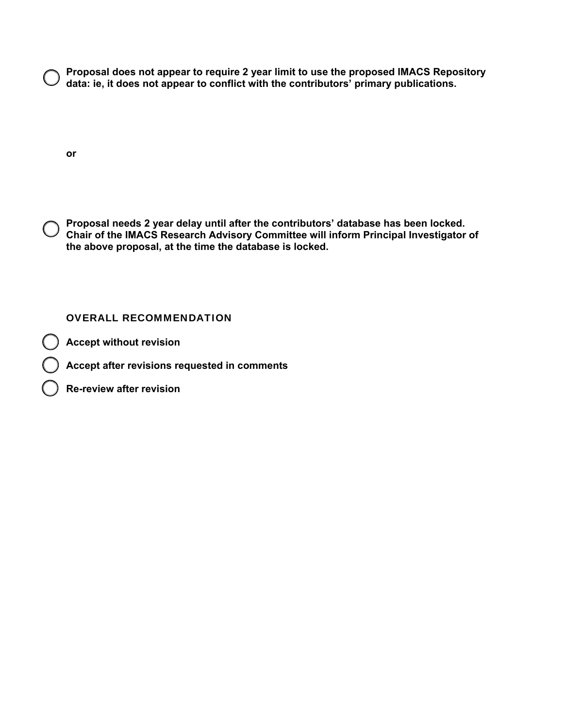- [ ] **Proposal does not appear to require 2 year limit to use the proposed IMACS Repository data: ie, it does not appear to conflict with the contributors' primary publications.**

**or**

- [ ] **Proposal needs 2 year delay until after the contributors' database has been locked. Chair of the IMACS Research Advisory Committee will inform Principal Investigator of the above proposal, at the time the database is locked.**

## OVERALL RECOMMENDATION

- [ ] **Accept without revision**
- [ ] **Accept after revisions requested in comments**
- [ ] **Re-review after revision**